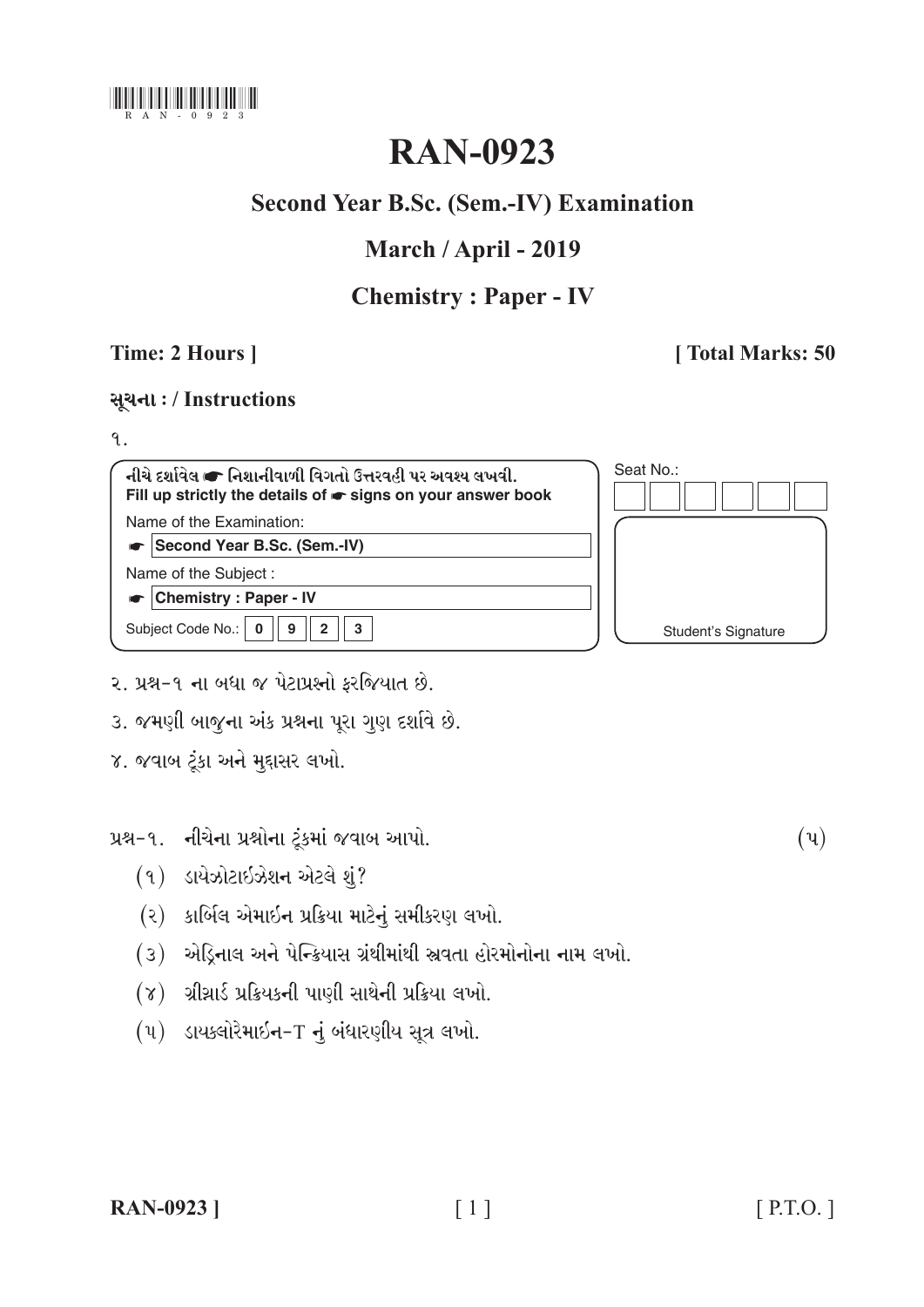RAN-0923

# RAN-0923

## Second Year B.Sc. (Sem.-IV) Examination

## March / April - 2019

## Chemistry : Paper - IV

**Time: 2 Hours ]** **[ Total Marks: 50**

**સૂચના : / Instructions**

૧.

| નીચે દર્શાવેલ ☛ નિશાનીવાળી વિગતો ઉત્તરવહી પર અવશ્ય લખવી. Fill up strictly the details of ☛ signs on your answer book | Seat No.: |
|---|---|
| Name of the Examination: | |
| ☛ Second Year B.Sc. (Sem.-IV) | |
| Name of the Subject : | |
| ☛ Chemistry : Paper - IV | |
| Subject Code No.: 0 9 2 3 | Student's Signature |

૨. પ્રશ્ન-૧ ના બધા જ પેટાપ્રશ્નો ફરજિયાત છે.

૩. જમણી બાજુના અંક પ્રશ્નના પૂરા ગુણ દર્શાવે છે.

૪. જવાબ ટૂંકા અને મુદ્દાસર લખો.

પ્રશ્ન-૧. નીચેના પ્રશ્નોના ટૂંકમાં જવાબ આપો. (૫)

(૧) ડાયેઝોટાઈઝેશન એટલે શું?

(૨) કાર્બિલ એમાઈન પ્રક્રિયા માટેનું સમીકરણ લખો.

(૩) એડ્રિનાલ અને પેન્ક્રિયાસ ગ્રંથીમાંથી સ્ત્રવતા હોરમોનોના નામ લખો.

(૪) ગ્રીગ્નાર્ડ પ્રક્રિયકની પાણી સાથેની પ્રક્રિયા લખો.

(૫) ડાયક્લોરેમાઈન-T નું બંધારણીય સૂત્ર લખો.

RAN-0923 ] [ P.T.O. ]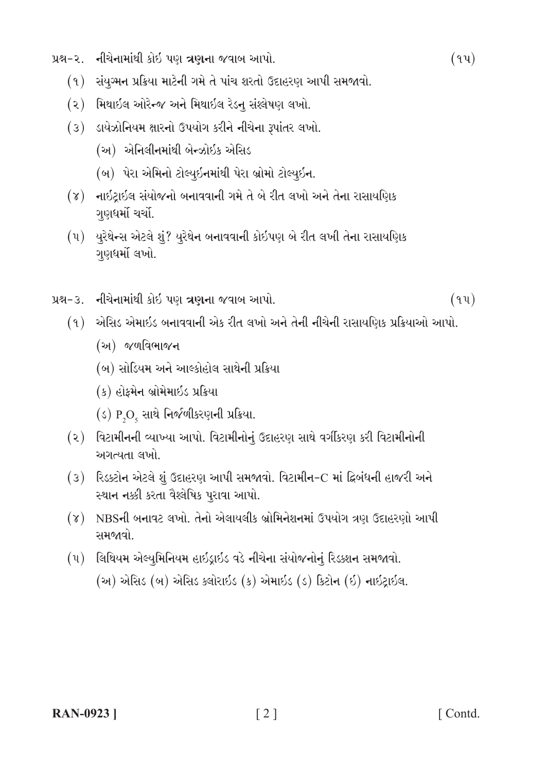**પ્રશ્ન-૨. નીચેનામાંથી કોઈ પણ ત્રણના જવાબ આપો.** (૧૫)

(૧) સંયુગ્મન પ્રક્રિયા માટેની ગમે તે પાંચ શરતો ઉદાહરણ આપી સમજાવો.

(૨) મિથાઈલ ઓરેન્જ અને મિથાઈલ રેડનુ સંશ્લેષણ લખો.

(૩) ડાયેઝોનિયમ ક્ષારનો ઉપયોગ કરીને નીચેના રૂપાંતર લખો.

(અ) એનિલીનમાંથી બેન્ઝોઈક એસિડ

(બ) પેરા એમિનો ટોલ્યુઈનમાંથી પેરા બ્રોમો ટોલ્યુઈન.

(૪) નાઈટ્રાઈલ સંયોજનો બનાવવાની ગમે તે બે રીત લખો અને તેના રાસાયણિક ગુણધર્મો ચર્ચો.

(૫) યુરેથેન્સ એટલે શું? યુરેથેન બનાવવાની કોઈપણ બે રીત લખી તેના રાસાયણિક ગુણધર્મો લખો.

**પ્રશ્ન-૩. નીચેનામાંથી કોઈ પણ ત્રણના જવાબ આપો.** (૧૫)

(૧) એસિડ એમાઈડ બનાવવાની એક રીત લખો અને તેની નીચેની રાસાયણિક પ્રક્રિયાઓ આપો.

(અ) જળવિભાજન

(બ) સોડિયમ અને આલ્કોહોલ સાથેની પ્રક્રિયા

(ક) હોફમેન બ્રોમેમાઈડ પ્રક્રિયા

(ડ) $P_2O_5$ સાથે નિર્જળીકરણની પ્રક્રિયા.

(૨) વિટામીનની વ્યાખ્યા આપો. વિટામીનોનું ઉદાહરણ સાથે વર્ગીકરણ કરી વિટામીનોની અગત્યતા લખો.

(૩) રિડક્ટોન એટલે શું ઉદાહરણ આપી સમજાવો. વિટામીન-C માં દ્વિબંધની હાજરી અને સ્થાન નક્કી કરતા વૈશ્લેષિક પુરાવા આપો.

(૪) NBSની બનાવટ લખો. તેનો એલાયલીક બ્રોમિનેશનમાં ઉપયોગ ત્રણ ઉદાહરણો આપી સમજાવો.

(૫) લિથિયમ એલ્યુમિનિયમ હાઈડ્રાઈડ વડે નીચેના સંયોજનોનું રિડક્શન સમજાવો.

(અ) એસિડ (બ) એસિડ ક્લોરાઈડ (ક) એમાઈડ (ડ) કિટોન (ઇ) નાઈટ્રાઈલ.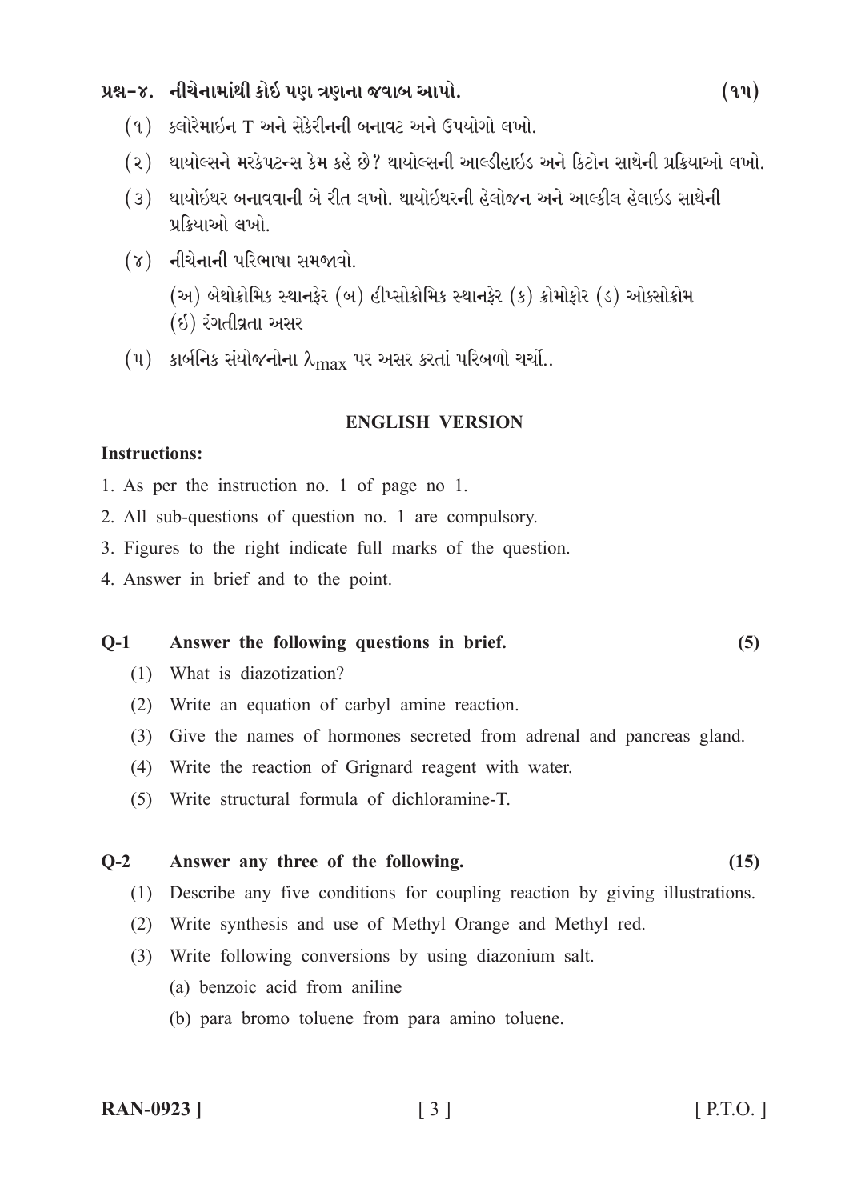**પ્રશ્ન–૪. નીચેનામાંથી કોઈ પણ ત્રણના જવાબ આપો. (૧૫)**

(૧) ક્લોરેમાઈન T અને સેકેરીનની બનાવટ અને ઉપયોગો લખો.

(૨) થાયોલ્સને મરકેપટન્સ કેમ કહે છે? થાયોલ્સની આલ્ડીહાઈડ અને કિટોન સાથેની પ્રક્રિયાઓ લખો.

(૩) થાયોઈથર બનાવવાની બે રીત લખો. થાયોઈથરની હેલોજન અને આલ્કીલ હેલાઈડ સાથેની પ્રક્રિયાઓ લખો.

(૪) નીચેનાની પરિભાષા સમજાવો.

(અ) બેથોક્રોમિક સ્થાનફેર (બ) હીપ્સોક્રોમિક સ્થાનફેર (ક) ક્રોમોફોર (ડ) ઓક્સોક્રોમ (ઈ) રંગતીવ્રતા અસર

(૫) કાર્બનિક સંયોજનોના $\lambda_{max}$ પર અસર કરતાં પરિબળો ચર્ચો..

## ENGLISH VERSION

**Instructions:**

1. As per the instruction no. 1 of page no 1.
2. All sub-questions of question no. 1 are compulsory.
3. Figures to the right indicate full marks of the question.
4. Answer in brief and to the point.

**Q-1 Answer the following questions in brief. (5)**

(1) What is diazotization?

(2) Write an equation of carbyl amine reaction.

(3) Give the names of hormones secreted from adrenal and pancreas gland.

(4) Write the reaction of Grignard reagent with water.

(5) Write structural formula of dichloramine-T.

**Q-2 Answer any three of the following. (15)**

(1) Describe any five conditions for coupling reaction by giving illustrations.

(2) Write synthesis and use of Methyl Orange and Methyl red.

(3) Write following conversions by using diazonium salt.

(a) benzoic acid from aniline

(b) para bromo toluene from para amino toluene.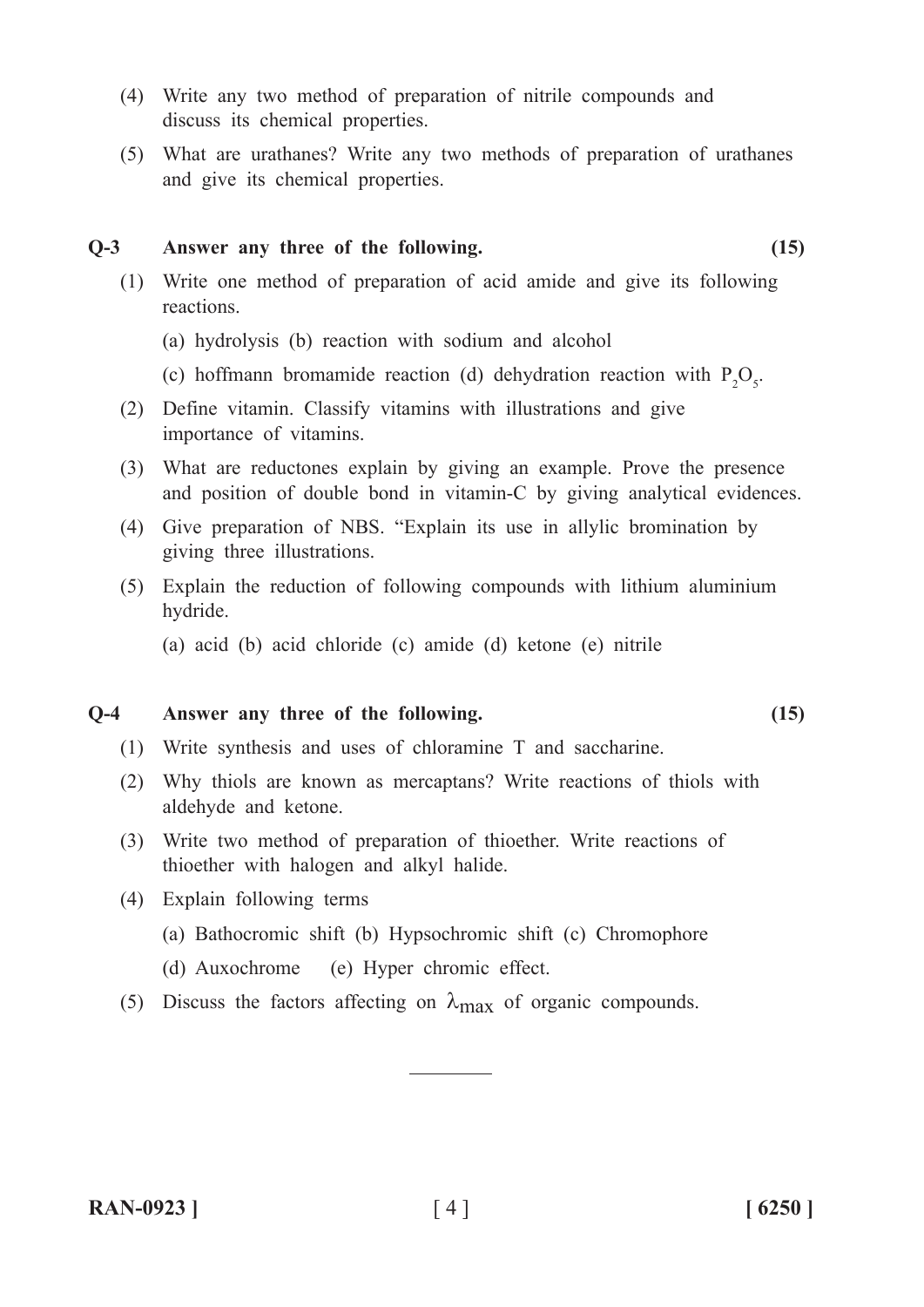(4) Write any two method of preparation of nitrile compounds and discuss its chemical properties.

(5) What are urathanes? Write any two methods of preparation of urathanes and give its chemical properties.

**Q-3 Answer any three of the following. (15)**

(1) Write one method of preparation of acid amide and give its following reactions.

(a) hydrolysis (b) reaction with sodium and alcohol

(c) hoffmann bromamide reaction (d) dehydration reaction with $P_2O_5$.

(2) Define vitamin. Classify vitamins with illustrations and give importance of vitamins.

(3) What are reductones explain by giving an example. Prove the presence and position of double bond in vitamin-C by giving analytical evidences.

(4) Give preparation of NBS. "Explain its use in allylic bromination by giving three illustrations.

(5) Explain the reduction of following compounds with lithium aluminium hydride.

(a) acid (b) acid chloride (c) amide (d) ketone (e) nitrile

**Q-4 Answer any three of the following. (15)**

(1) Write synthesis and uses of chloramine T and saccharine.

(2) Why thiols are known as mercaptans? Write reactions of thiols with aldehyde and ketone.

(3) Write two method of preparation of thioether. Write reactions of thioether with halogen and alkyl halide.

(4) Explain following terms

(a) Bathocromic shift (b) Hypsochromic shift (c) Chromophore

(d) Auxochrome (e) Hyper chromic effect.

(5) Discuss the factors affecting on $\lambda_{max}$ of organic compounds.

---

RAN-0923 ] [ 6250 ]